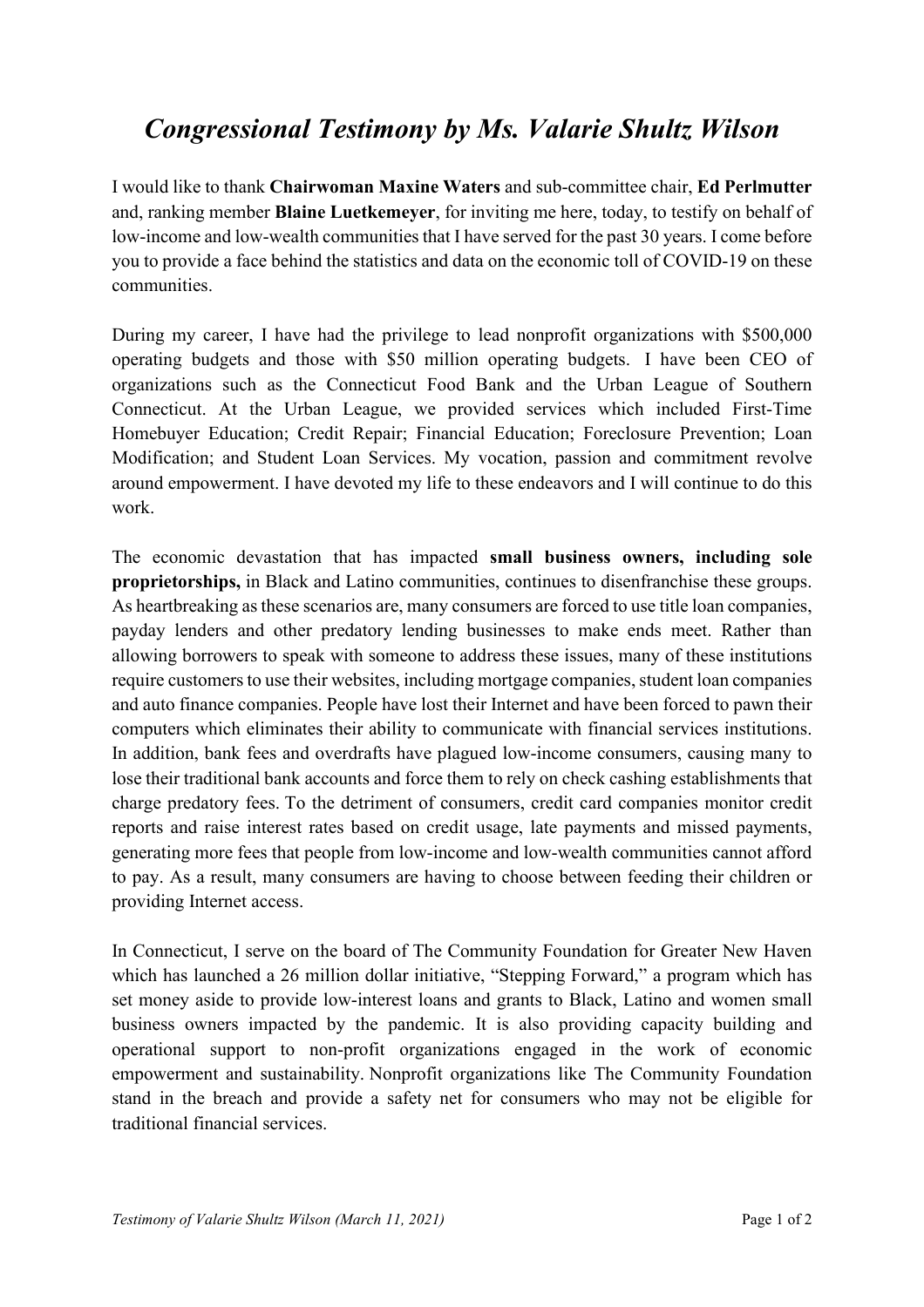# *Congressional Testimony by Ms. Valarie Shultz Wilson*

I would like to thank **Chairwoman Maxine Waters** and sub-committee chair, **Ed Perlmutter** and, ranking member **Blaine Luetkemeyer**, for inviting me here, today, to testify on behalf of low-income and low-wealth communities that I have served for the past 30 years. I come before you to provide a face behind the statistics and data on the economic toll of COVID-19 on these communities.

During my career, I have had the privilege to lead nonprofit organizations with $500,000 operating budgets and those with $50 million operating budgets. I have been CEO of organizations such as the Connecticut Food Bank and the Urban League of Southern Connecticut. At the Urban League, we provided services which included First-Time Homebuyer Education; Credit Repair; Financial Education; Foreclosure Prevention; Loan Modification; and Student Loan Services. My vocation, passion and commitment revolve around empowerment. I have devoted my life to these endeavors and I will continue to do this work.

The economic devastation that has impacted **small business owners, including sole proprietorships,** in Black and Latino communities, continues to disenfranchise these groups. As heartbreaking as these scenarios are, many consumers are forced to use title loan companies, payday lenders and other predatory lending businesses to make ends meet. Rather than allowing borrowers to speak with someone to address these issues, many of these institutions require customers to use their websites, including mortgage companies, student loan companies and auto finance companies. People have lost their Internet and have been forced to pawn their computers which eliminates their ability to communicate with financial services institutions. In addition, bank fees and overdrafts have plagued low-income consumers, causing many to lose their traditional bank accounts and force them to rely on check cashing establishments that charge predatory fees. To the detriment of consumers, credit card companies monitor credit reports and raise interest rates based on credit usage, late payments and missed payments, generating more fees that people from low-income and low-wealth communities cannot afford to pay. As a result, many consumers are having to choose between feeding their children or providing Internet access.

In Connecticut, I serve on the board of The Community Foundation for Greater New Haven which has launched a 26 million dollar initiative, "Stepping Forward," a program which has set money aside to provide low-interest loans and grants to Black, Latino and women small business owners impacted by the pandemic. It is also providing capacity building and operational support to non-profit organizations engaged in the work of economic empowerment and sustainability. Nonprofit organizations like The Community Foundation stand in the breach and provide a safety net for consumers who may not be eligible for traditional financial services.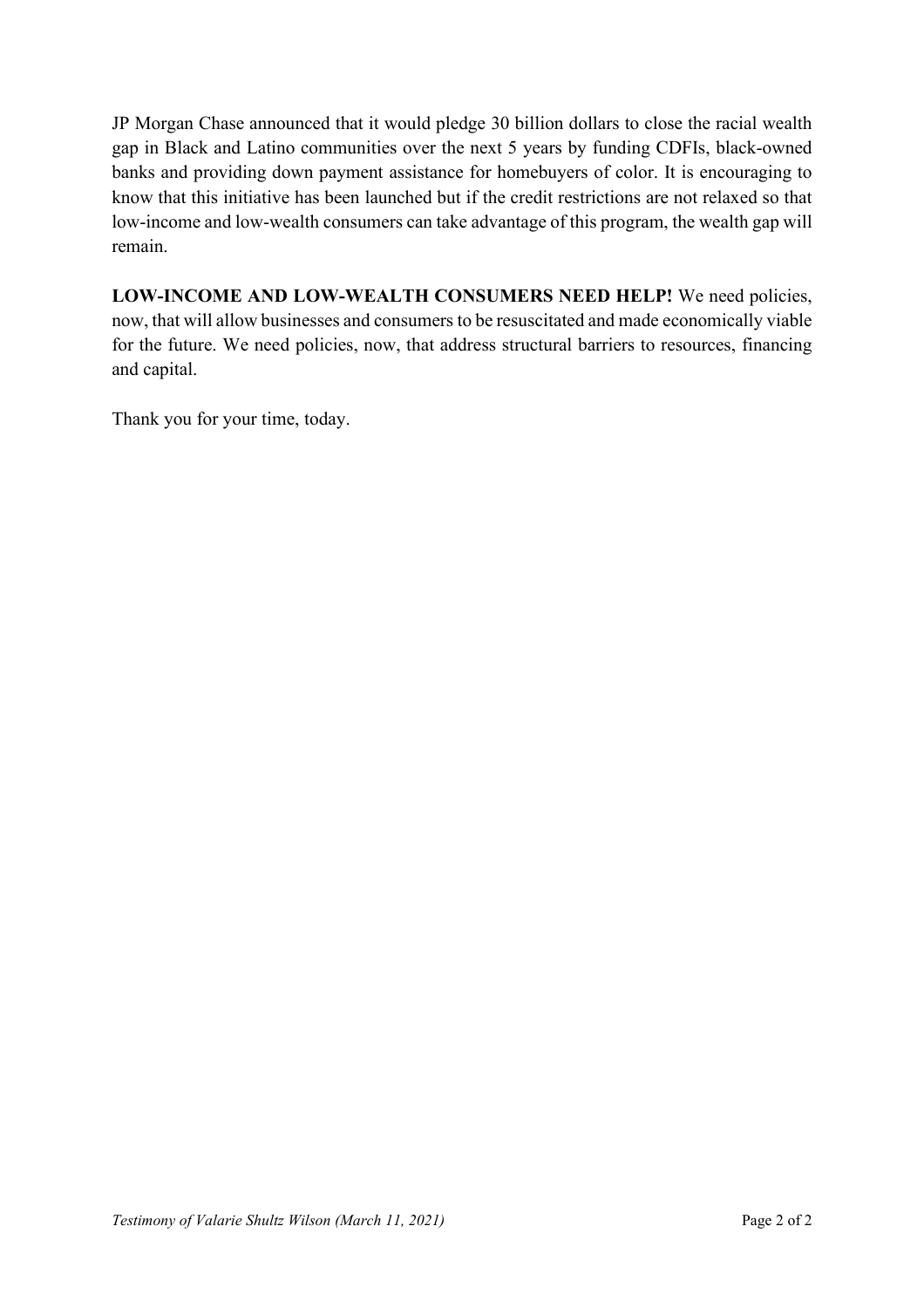JP Morgan Chase announced that it would pledge 30 billion dollars to close the racial wealth gap in Black and Latino communities over the next 5 years by funding CDFIs, black-owned banks and providing down payment assistance for homebuyers of color. It is encouraging to know that this initiative has been launched but if the credit restrictions are not relaxed so that low-income and low-wealth consumers can take advantage of this program, the wealth gap will remain.

**LOW-INCOME AND LOW-WEALTH CONSUMERS NEED HELP!** We need policies, now, that will allow businesses and consumers to be resuscitated and made economically viable for the future. We need policies, now, that address structural barriers to resources, financing and capital.

Thank you for your time, today.